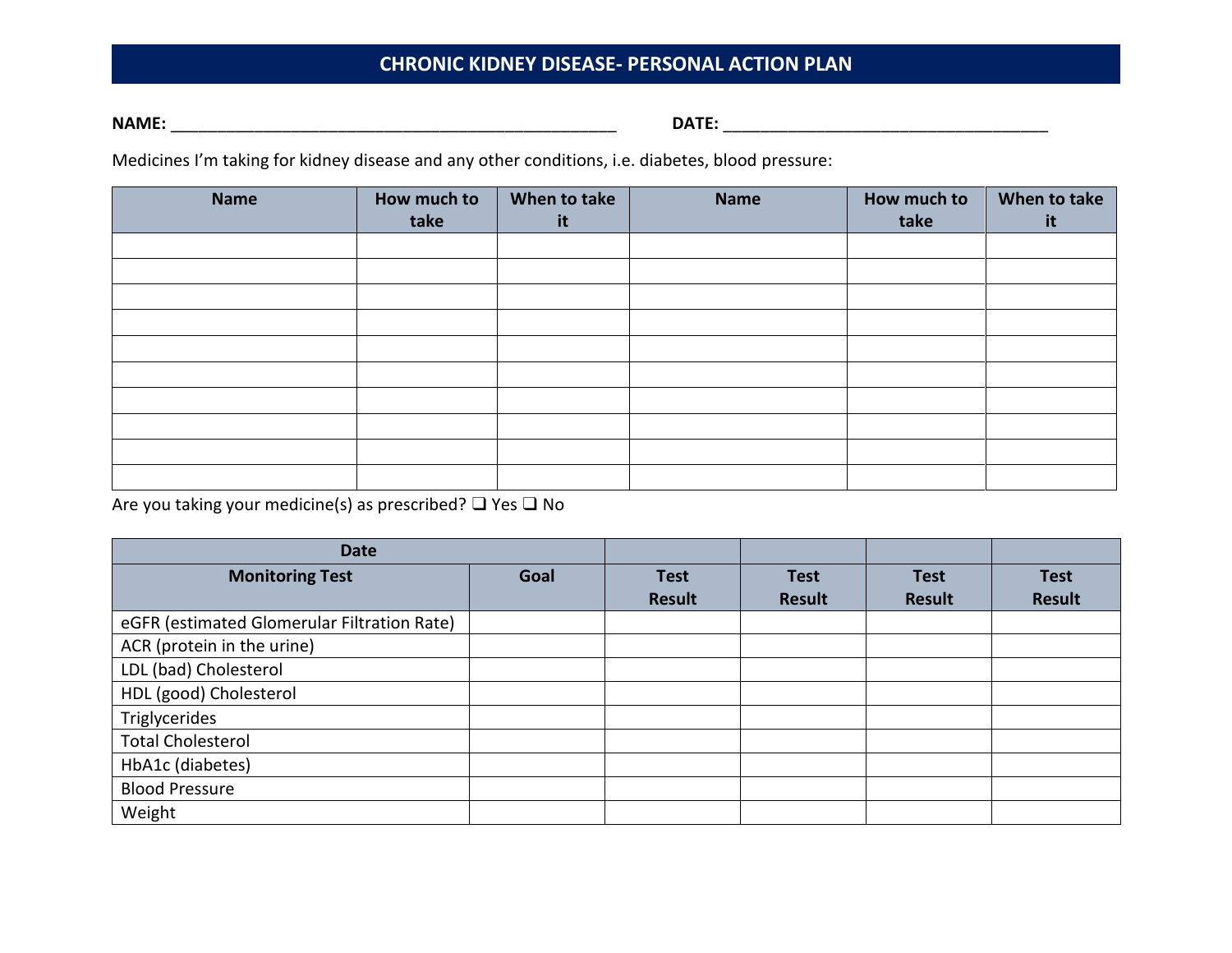# CHRONIC KIDNEY DISEASE- PERSONAL ACTION PLAN

**NAME:** ________________________________________________ **DATE:** ___________________________________

Medicines I'm taking for kidney disease and any other conditions, i.e. diabetes, blood pressure:

| Name | How much to take | When to take it | Name | How much to take | When to take it |
|---|---|---|---|---|---|
| | | | | | |
| | | | | | |
| | | | | | |
| | | | | | |
| | | | | | |
| | | | | | |
| | | | | | |
| | | | | | |
| | | | | | |
| | | | | | |

Are you taking your medicine(s) as prescribed? ❑ Yes ❑ No

| Date | | | | | |
|---|---|---|---|---|---|
| **Monitoring Test** | **Goal** | **Test Result** | **Test Result** | **Test Result** | **Test Result** |
| eGFR (estimated Glomerular Filtration Rate) | | | | | |
| ACR (protein in the urine) | | | | | |
| LDL (bad) Cholesterol | | | | | |
| HDL (good) Cholesterol | | | | | |
| Triglycerides | | | | | |
| Total Cholesterol | | | | | |
| HbA1c (diabetes) | | | | | |
| Blood Pressure | | | | | |
| Weight | | | | | |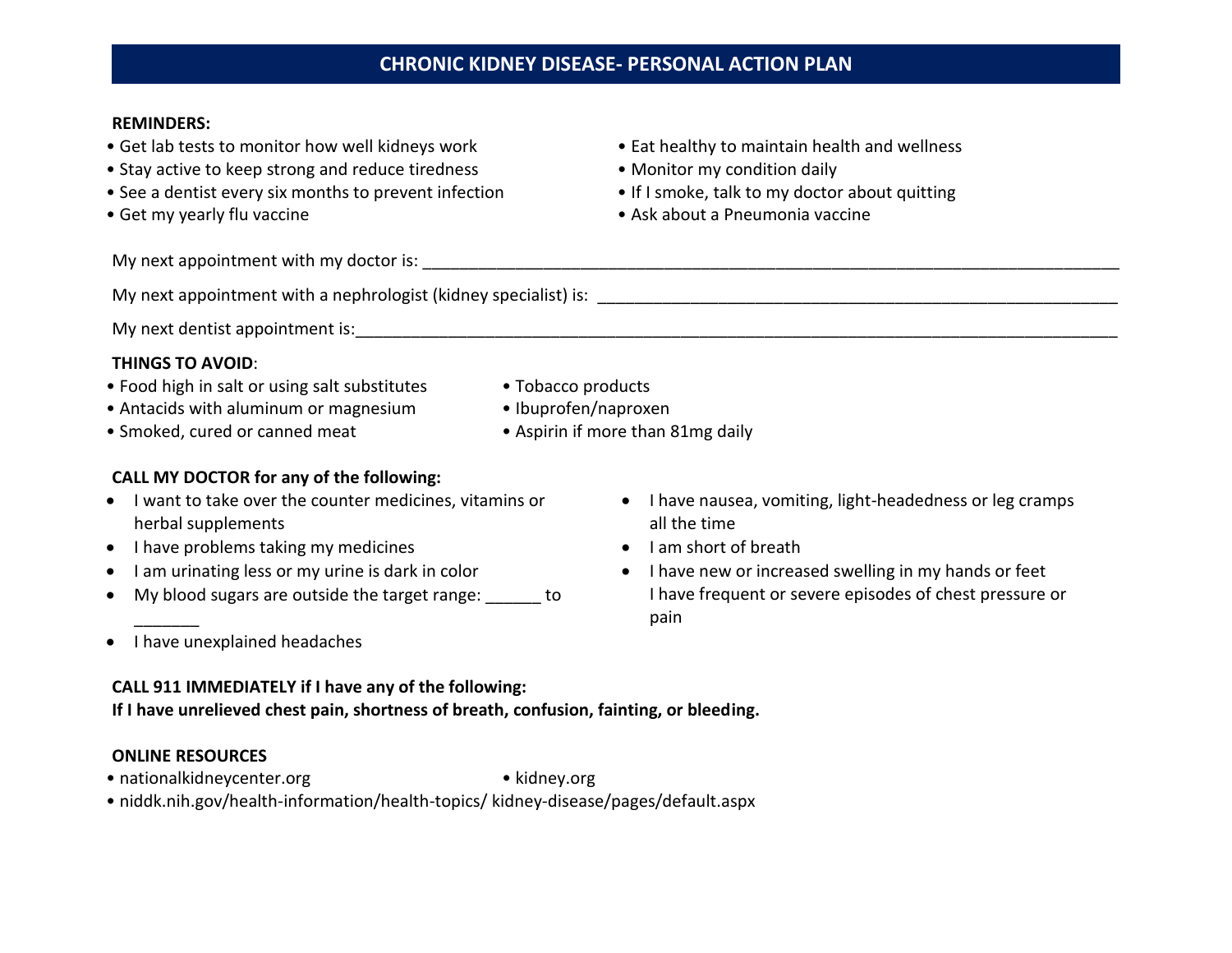# CHRONIC KIDNEY DISEASE- PERSONAL ACTION PLAN

**REMINDERS:**

- Get lab tests to monitor how well kidneys work
- Stay active to keep strong and reduce tiredness
- See a dentist every six months to prevent infection
- Get my yearly flu vaccine
- Eat healthy to maintain health and wellness
- Monitor my condition daily
- If I smoke, talk to my doctor about quitting
- Ask about a Pneumonia vaccine

My next appointment with my doctor is: ______________________________________________________________________________

My next appointment with a nephrologist (kidney specialist) is: _________________________________________________________

My next dentist appointment is:____________________________________________________________________________________

**THINGS TO AVOID**:

- Food high in salt or using salt substitutes
- Antacids with aluminum or magnesium
- Smoked, cured or canned meat
- Tobacco products
- Ibuprofen/naproxen
- Aspirin if more than 81mg daily

**CALL MY DOCTOR for any of the following:**

- I want to take over the counter medicines, vitamins or herbal supplements
- I have problems taking my medicines
- I am urinating less or my urine is dark in color
- My blood sugars are outside the target range: ______ to _______
- I have unexplained headaches
- I have nausea, vomiting, light-headedness or leg cramps all the time
- I am short of breath
- I have new or increased swelling in my hands or feet
  I have frequent or severe episodes of chest pressure or pain

**CALL 911 IMMEDIATELY if I have any of the following:**
**If I have unrelieved chest pain, shortness of breath, confusion, fainting, or bleeding.**

**ONLINE RESOURCES**

- nationalkidneycenter.org
- kidney.org
- niddk.nih.gov/health-information/health-topics/ kidney-disease/pages/default.aspx